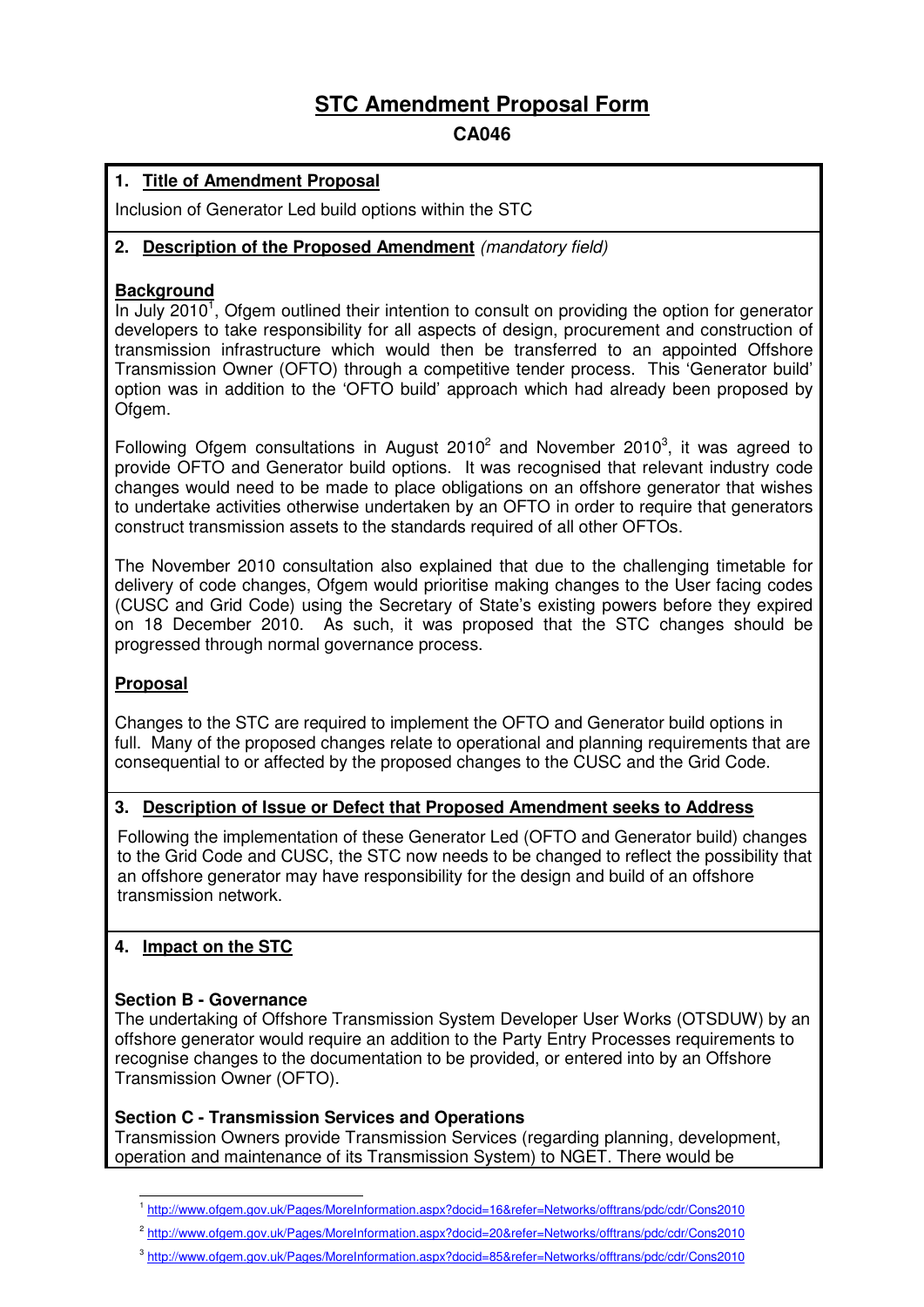# STC Amendment Proposal Form

## CA046

**1. Title of Amendment Proposal**

Inclusion of Generator Led build options within the STC

**2. Description of the Proposed Amendment** *(mandatory field)*

**Background**

In July 2010[1], Ofgem outlined their intention to consult on providing the option for generator developers to take responsibility for all aspects of design, procurement and construction of transmission infrastructure which would then be transferred to an appointed Offshore Transmission Owner (OFTO) through a competitive tender process. This 'Generator build' option was in addition to the 'OFTO build' approach which had already been proposed by Ofgem.

Following Ofgem consultations in August 2010[2] and November 2010[3], it was agreed to provide OFTO and Generator build options. It was recognised that relevant industry code changes would need to be made to place obligations on an offshore generator that wishes to undertake activities otherwise undertaken by an OFTO in order to require that generators construct transmission assets to the standards required of all other OFTOs.

The November 2010 consultation also explained that due to the challenging timetable for delivery of code changes, Ofgem would prioritise making changes to the User facing codes (CUSC and Grid Code) using the Secretary of State's existing powers before they expired on 18 December 2010. As such, it was proposed that the STC changes should be progressed through normal governance process.

**Proposal**

Changes to the STC are required to implement the OFTO and Generator build options in full. Many of the proposed changes relate to operational and planning requirements that are consequential to or affected by the proposed changes to the CUSC and the Grid Code.

**3. Description of Issue or Defect that Proposed Amendment seeks to Address**

Following the implementation of these Generator Led (OFTO and Generator build) changes to the Grid Code and CUSC, the STC now needs to be changed to reflect the possibility that an offshore generator may have responsibility for the design and build of an offshore transmission network.

**4. Impact on the STC**

**Section B - Governance**

The undertaking of Offshore Transmission System Developer User Works (OTSDUW) by an offshore generator would require an addition to the Party Entry Processes requirements to recognise changes to the documentation to be provided, or entered into by an Offshore Transmission Owner (OFTO).

**Section C - Transmission Services and Operations**

Transmission Owners provide Transmission Services (regarding planning, development, operation and maintenance of its Transmission System) to NGET. There would be

---

[1] http://www.ofgem.gov.uk/Pages/MoreInformation.aspx?docid=16&refer=Networks/offtrans/pdc/cdr/Cons2010

[2] http://www.ofgem.gov.uk/Pages/MoreInformation.aspx?docid=20&refer=Networks/offtrans/pdc/cdr/Cons2010

[3] http://www.ofgem.gov.uk/Pages/MoreInformation.aspx?docid=85&refer=Networks/offtrans/pdc/cdr/Cons2010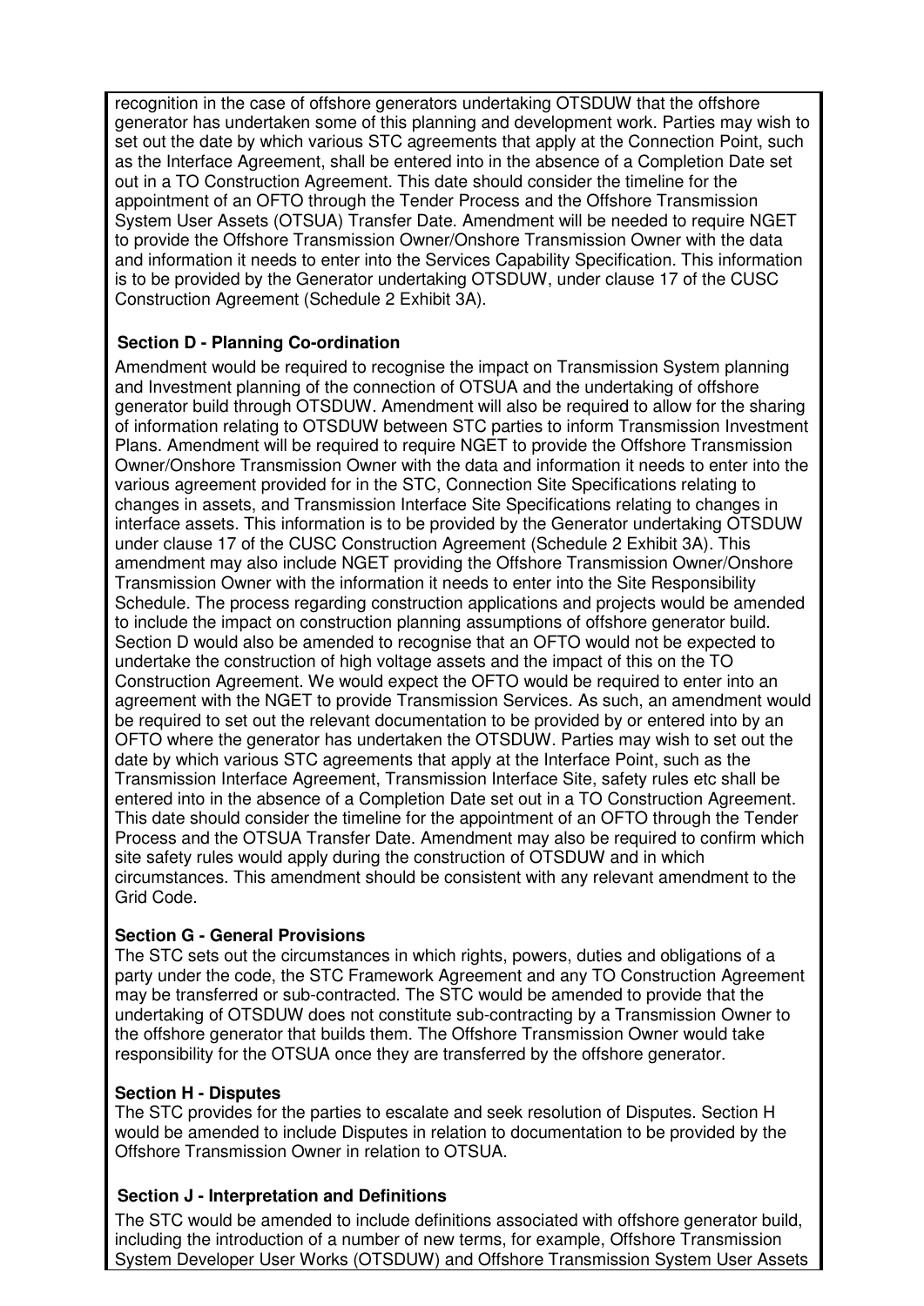recognition in the case of offshore generators undertaking OTSDUW that the offshore generator has undertaken some of this planning and development work. Parties may wish to set out the date by which various STC agreements that apply at the Connection Point, such as the Interface Agreement, shall be entered into in the absence of a Completion Date set out in a TO Construction Agreement. This date should consider the timeline for the appointment of an OFTO through the Tender Process and the Offshore Transmission System User Assets (OTSUA) Transfer Date. Amendment will be needed to require NGET to provide the Offshore Transmission Owner/Onshore Transmission Owner with the data and information it needs to enter into the Services Capability Specification. This information is to be provided by the Generator undertaking OTSDUW, under clause 17 of the CUSC Construction Agreement (Schedule 2 Exhibit 3A).

**Section D - Planning Co-ordination**

Amendment would be required to recognise the impact on Transmission System planning and Investment planning of the connection of OTSUA and the undertaking of offshore generator build through OTSDUW. Amendment will also be required to allow for the sharing of information relating to OTSDUW between STC parties to inform Transmission Investment Plans. Amendment will be required to require NGET to provide the Offshore Transmission Owner/Onshore Transmission Owner with the data and information it needs to enter into the various agreement provided for in the STC, Connection Site Specifications relating to changes in assets, and Transmission Interface Site Specifications relating to changes in interface assets. This information is to be provided by the Generator undertaking OTSDUW under clause 17 of the CUSC Construction Agreement (Schedule 2 Exhibit 3A). This amendment may also include NGET providing the Offshore Transmission Owner/Onshore Transmission Owner with the information it needs to enter into the Site Responsibility Schedule. The process regarding construction applications and projects would be amended to include the impact on construction planning assumptions of offshore generator build. Section D would also be amended to recognise that an OFTO would not be expected to undertake the construction of high voltage assets and the impact of this on the TO Construction Agreement. We would expect the OFTO would be required to enter into an agreement with the NGET to provide Transmission Services. As such, an amendment would be required to set out the relevant documentation to be provided by or entered into by an OFTO where the generator has undertaken the OTSDUW. Parties may wish to set out the date by which various STC agreements that apply at the Interface Point, such as the Transmission Interface Agreement, Transmission Interface Site, safety rules etc shall be entered into in the absence of a Completion Date set out in a TO Construction Agreement. This date should consider the timeline for the appointment of an OFTO through the Tender Process and the OTSUA Transfer Date. Amendment may also be required to confirm which site safety rules would apply during the construction of OTSDUW and in which circumstances. This amendment should be consistent with any relevant amendment to the Grid Code.

**Section G - General Provisions**

The STC sets out the circumstances in which rights, powers, duties and obligations of a party under the code, the STC Framework Agreement and any TO Construction Agreement may be transferred or sub-contracted. The STC would be amended to provide that the undertaking of OTSDUW does not constitute sub-contracting by a Transmission Owner to the offshore generator that builds them. The Offshore Transmission Owner would take responsibility for the OTSUA once they are transferred by the offshore generator.

**Section H - Disputes**

The STC provides for the parties to escalate and seek resolution of Disputes. Section H would be amended to include Disputes in relation to documentation to be provided by the Offshore Transmission Owner in relation to OTSUA.

**Section J - Interpretation and Definitions**

The STC would be amended to include definitions associated with offshore generator build, including the introduction of a number of new terms, for example, Offshore Transmission System Developer User Works (OTSDUW) and Offshore Transmission System User Assets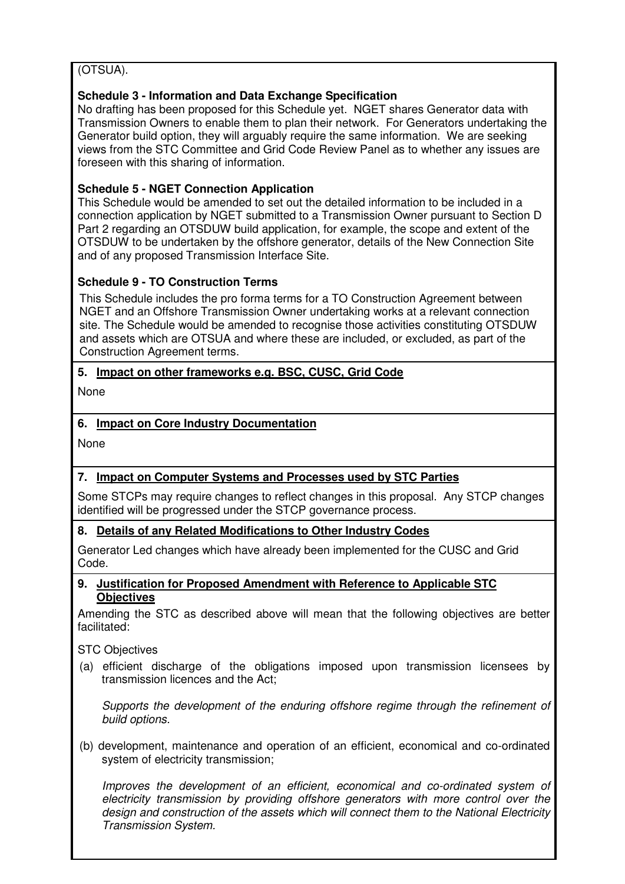(OTSUA).

**Schedule 3 - Information and Data Exchange Specification**

No drafting has been proposed for this Schedule yet. NGET shares Generator data with Transmission Owners to enable them to plan their network. For Generators undertaking the Generator build option, they will arguably require the same information. We are seeking views from the STC Committee and Grid Code Review Panel as to whether any issues are foreseen with this sharing of information.

**Schedule 5 - NGET Connection Application**

This Schedule would be amended to set out the detailed information to be included in a connection application by NGET submitted to a Transmission Owner pursuant to Section D Part 2 regarding an OTSDUW build application, for example, the scope and extent of the OTSDUW to be undertaken by the offshore generator, details of the New Connection Site and of any proposed Transmission Interface Site.

**Schedule 9 - TO Construction Terms**

This Schedule includes the pro forma terms for a TO Construction Agreement between NGET and an Offshore Transmission Owner undertaking works at a relevant connection site. The Schedule would be amended to recognise those activities constituting OTSDUW and assets which are OTSUA and where these are included, or excluded, as part of the Construction Agreement terms.

## 5. Impact on other frameworks e.g. BSC, CUSC, Grid Code

None

## 6. Impact on Core Industry Documentation

None

## 7. Impact on Computer Systems and Processes used by STC Parties

Some STCPs may require changes to reflect changes in this proposal. Any STCP changes identified will be progressed under the STCP governance process.

## 8. Details of any Related Modifications to Other Industry Codes

Generator Led changes which have already been implemented for the CUSC and Grid Code.

## 9. Justification for Proposed Amendment with Reference to Applicable STC Objectives

Amending the STC as described above will mean that the following objectives are better facilitated:

STC Objectives

(a) efficient discharge of the obligations imposed upon transmission licensees by transmission licences and the Act;

*Supports the development of the enduring offshore regime through the refinement of build options.*

(b) development, maintenance and operation of an efficient, economical and co-ordinated system of electricity transmission;

*Improves the development of an efficient, economical and co-ordinated system of electricity transmission by providing offshore generators with more control over the design and construction of the assets which will connect them to the National Electricity Transmission System.*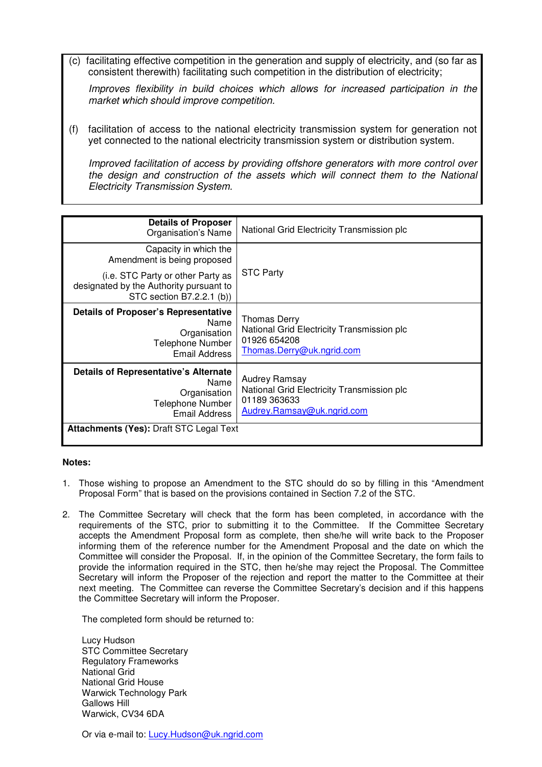(c) facilitating effective competition in the generation and supply of electricity, and (so far as consistent therewith) facilitating such competition in the distribution of electricity;

*Improves flexibility in build choices which allows for increased participation in the market which should improve competition.*

(f) facilitation of access to the national electricity transmission system for generation not yet connected to the national electricity transmission system or distribution system.

*Improved facilitation of access by providing offshore generators with more control over the design and construction of the assets which will connect them to the National Electricity Transmission System.*

| | |
|---|---|
| **Details of Proposer**<br>Organisation's Name | National Grid Electricity Transmission plc |
| Capacity in which the Amendment is being proposed<br><br>(i.e. STC Party or other Party as designated by the Authority pursuant to STC section B7.2.2.1 (b)) | STC Party |
| **Details of Proposer's Representative**<br>Name<br>Organisation<br>Telephone Number<br>Email Address | Thomas Derry<br>National Grid Electricity Transmission plc<br>01926 654208<br>Thomas.Derry@uk.ngrid.com |
| **Details of Representative's Alternate**<br>Name<br>Organisation<br>Telephone Number<br>Email Address | Audrey Ramsay<br>National Grid Electricity Transmission plc<br>01189 363633<br>Audrey.Ramsay@uk.ngrid.com |
| **Attachments (Yes):** Draft STC Legal Text | |

**Notes:**

1. Those wishing to propose an Amendment to the STC should do so by filling in this "Amendment Proposal Form" that is based on the provisions contained in Section 7.2 of the STC.

2. The Committee Secretary will check that the form has been completed, in accordance with the requirements of the STC, prior to submitting it to the Committee. If the Committee Secretary accepts the Amendment Proposal form as complete, then she/he will write back to the Proposer informing them of the reference number for the Amendment Proposal and the date on which the Committee will consider the Proposal. If, in the opinion of the Committee Secretary, the form fails to provide the information required in the STC, then he/she may reject the Proposal. The Committee Secretary will inform the Proposer of the rejection and report the matter to the Committee at their next meeting. The Committee can reverse the Committee Secretary's decision and if this happens the Committee Secretary will inform the Proposer.

   The completed form should be returned to:

   Lucy Hudson
   STC Committee Secretary
   Regulatory Frameworks
   National Grid
   National Grid House
   Warwick Technology Park
   Gallows Hill
   Warwick, CV34 6DA

   Or via e-mail to: Lucy.Hudson@uk.ngrid.com